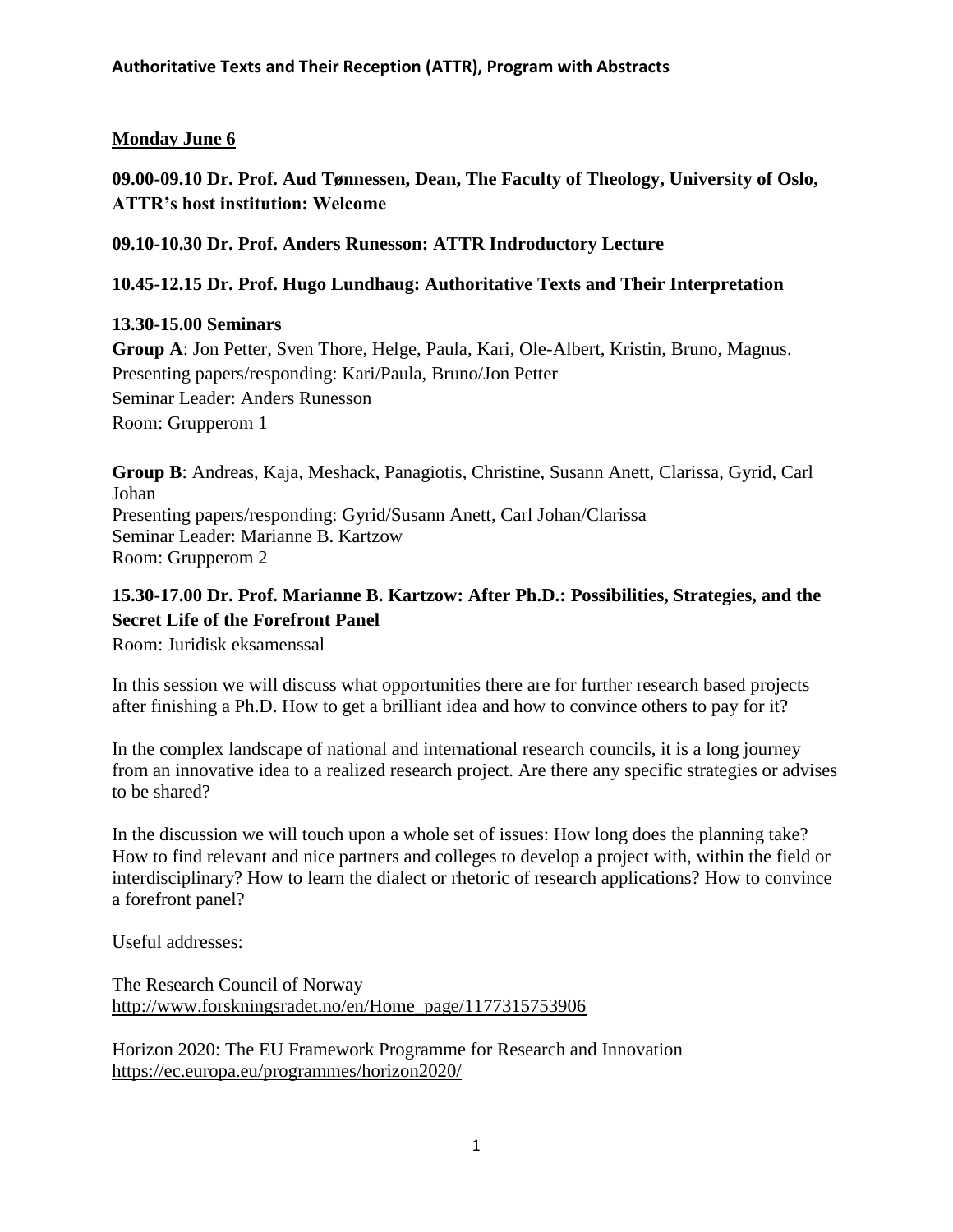# Authoritative Texts and Their Reception (ATTR), Program with Abstracts

## Monday June 6

**09.00-09.10 Dr. Prof. Aud Tønnessen, Dean, The Faculty of Theology, University of Oslo, ATTR's host institution: Welcome**

**09.10-10.30 Dr. Prof. Anders Runesson: ATTR Indroductory Lecture**

**10.45-12.15 Dr. Prof. Hugo Lundhaug: Authoritative Texts and Their Interpretation**

**13.30-15.00 Seminars**

**Group A**: Jon Petter, Sven Thore, Helge, Paula, Kari, Ole-Albert, Kristin, Bruno, Magnus.
Presenting papers/responding: Kari/Paula, Bruno/Jon Petter
Seminar Leader: Anders Runesson
Room: Grupperom 1

**Group B**: Andreas, Kaja, Meshack, Panagiotis, Christine, Susann Anett, Clarissa, Gyrid, Carl Johan
Presenting papers/responding: Gyrid/Susann Anett, Carl Johan/Clarissa
Seminar Leader: Marianne B. Kartzow
Room: Grupperom 2

**15.30-17.00 Dr. Prof. Marianne B. Kartzow: After Ph.D.: Possibilities, Strategies, and the Secret Life of the Forefront Panel**
Room: Juridisk eksamenssal

In this session we will discuss what opportunities there are for further research based projects after finishing a Ph.D. How to get a brilliant idea and how to convince others to pay for it?

In the complex landscape of national and international research councils, it is a long journey from an innovative idea to a realized research project. Are there any specific strategies or advises to be shared?

In the discussion we will touch upon a whole set of issues: How long does the planning take? How to find relevant and nice partners and colleges to develop a project with, within the field or interdisciplinary? How to learn the dialect or rhetoric of research applications? How to convince a forefront panel?

Useful addresses:

The Research Council of Norway
http://www.forskningsradet.no/en/Home_page/1177315753906

Horizon 2020: The EU Framework Programme for Research and Innovation
https://ec.europa.eu/programmes/horizon2020/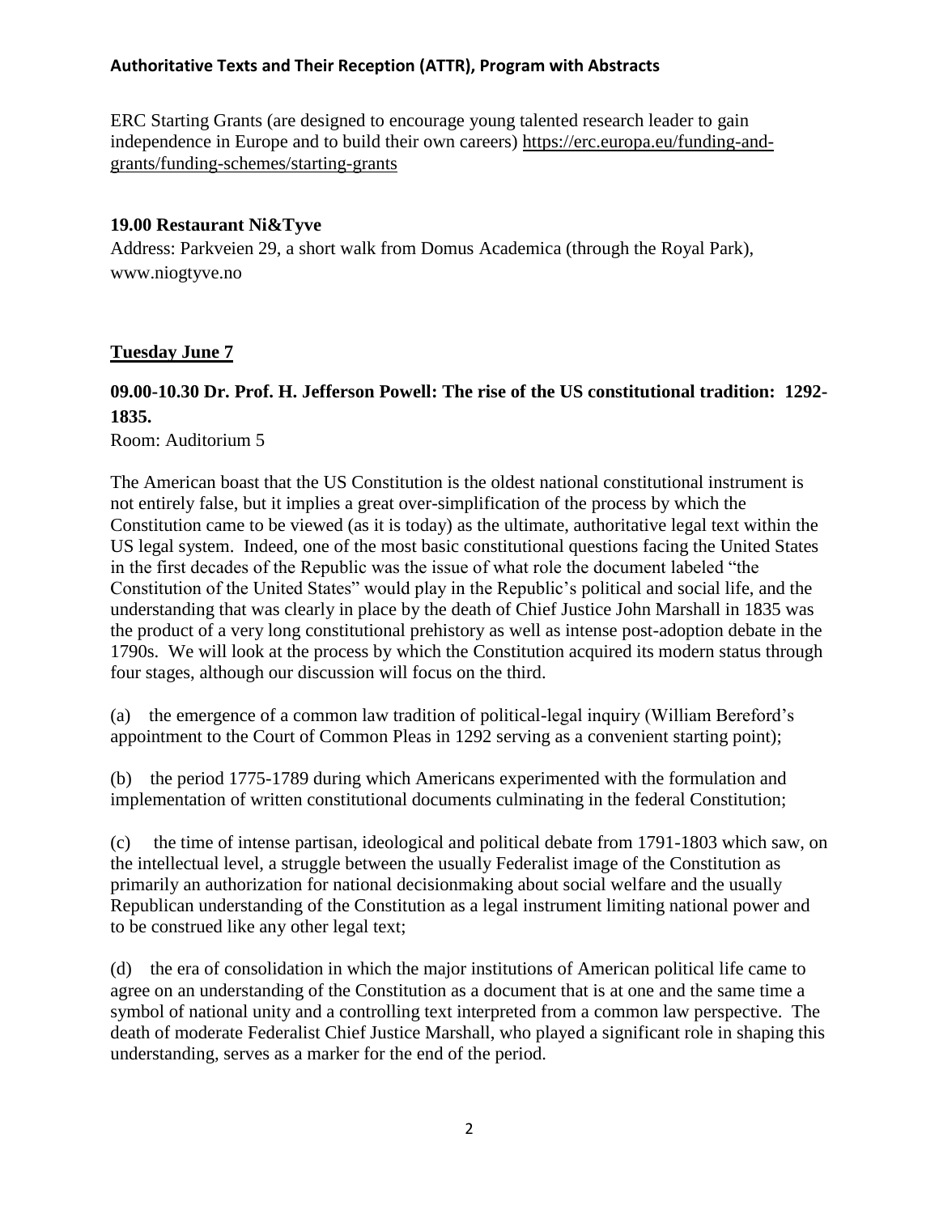ERC Starting Grants (are designed to encourage young talented research leader to gain independence in Europe and to build their own careers) https://erc.europa.eu/funding-and-grants/funding-schemes/starting-grants

**19.00 Restaurant Ni&Tyve**

Address: Parkveien 29, a short walk from Domus Academica (through the Royal Park), www.niogtyve.no

## Tuesday June 7

### 09.00-10.30 Dr. Prof. H. Jefferson Powell: The rise of the US constitutional tradition: 1292-1835.

Room: Auditorium 5

The American boast that the US Constitution is the oldest national constitutional instrument is not entirely false, but it implies a great over-simplification of the process by which the Constitution came to be viewed (as it is today) as the ultimate, authoritative legal text within the US legal system. Indeed, one of the most basic constitutional questions facing the United States in the first decades of the Republic was the issue of what role the document labeled "the Constitution of the United States" would play in the Republic's political and social life, and the understanding that was clearly in place by the death of Chief Justice John Marshall in 1835 was the product of a very long constitutional prehistory as well as intense post-adoption debate in the 1790s. We will look at the process by which the Constitution acquired its modern status through four stages, although our discussion will focus on the third.

(a) the emergence of a common law tradition of political-legal inquiry (William Bereford's appointment to the Court of Common Pleas in 1292 serving as a convenient starting point);

(b) the period 1775-1789 during which Americans experimented with the formulation and implementation of written constitutional documents culminating in the federal Constitution;

(c) the time of intense partisan, ideological and political debate from 1791-1803 which saw, on the intellectual level, a struggle between the usually Federalist image of the Constitution as primarily an authorization for national decisionmaking about social welfare and the usually Republican understanding of the Constitution as a legal instrument limiting national power and to be construed like any other legal text;

(d) the era of consolidation in which the major institutions of American political life came to agree on an understanding of the Constitution as a document that is at one and the same time a symbol of national unity and a controlling text interpreted from a common law perspective. The death of moderate Federalist Chief Justice Marshall, who played a significant role in shaping this understanding, serves as a marker for the end of the period.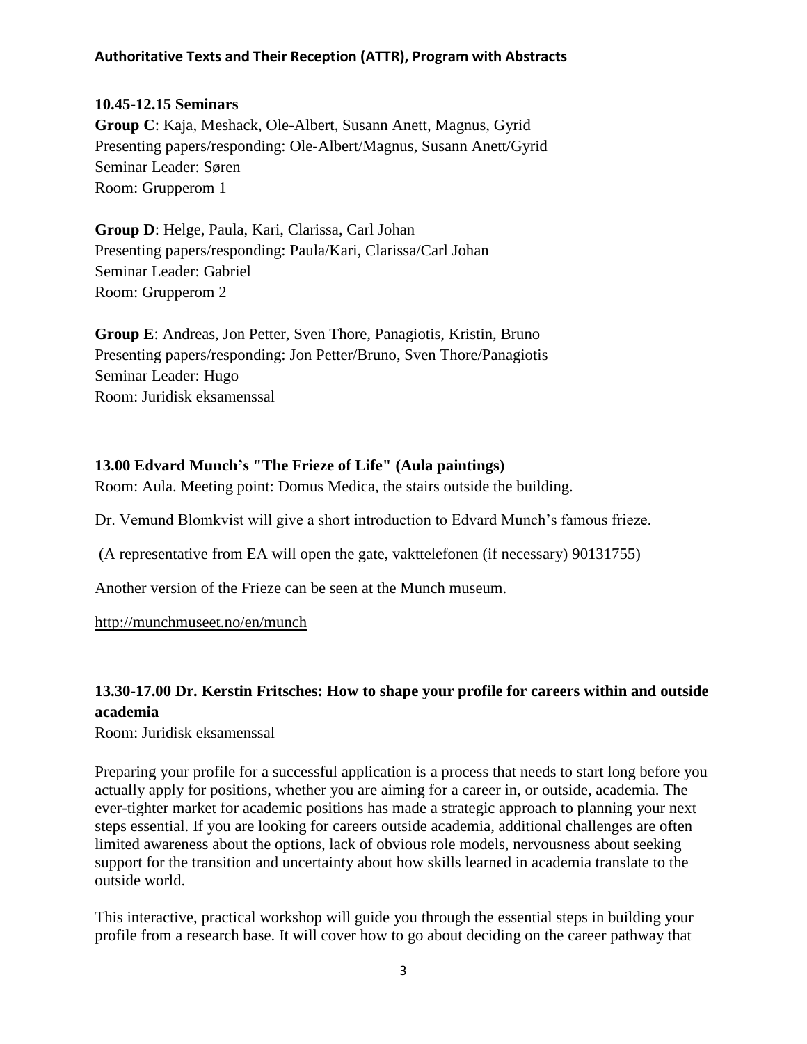**10.45-12.15 Seminars**

**Group C**: Kaja, Meshack, Ole-Albert, Susann Anett, Magnus, Gyrid
Presenting papers/responding: Ole-Albert/Magnus, Susann Anett/Gyrid
Seminar Leader: Søren
Room: Grupperom 1

**Group D**: Helge, Paula, Kari, Clarissa, Carl Johan
Presenting papers/responding: Paula/Kari, Clarissa/Carl Johan
Seminar Leader: Gabriel
Room: Grupperom 2

**Group E**: Andreas, Jon Petter, Sven Thore, Panagiotis, Kristin, Bruno
Presenting papers/responding: Jon Petter/Bruno, Sven Thore/Panagiotis
Seminar Leader: Hugo
Room: Juridisk eksamenssal

**13.00 Edvard Munch's "The Frieze of Life" (Aula paintings)**

Room: Aula. Meeting point: Domus Medica, the stairs outside the building.

Dr. Vemund Blomkvist will give a short introduction to Edvard Munch's famous frieze.

(A representative from EA will open the gate, vakttelefonen (if necessary) 90131755)

Another version of the Frieze can be seen at the Munch museum.

http://munchmuseet.no/en/munch

## 13.30-17.00 Dr. Kerstin Fritsches: How to shape your profile for careers within and outside academia

Room: Juridisk eksamenssal

Preparing your profile for a successful application is a process that needs to start long before you actually apply for positions, whether you are aiming for a career in, or outside, academia. The ever-tighter market for academic positions has made a strategic approach to planning your next steps essential. If you are looking for careers outside academia, additional challenges are often limited awareness about the options, lack of obvious role models, nervousness about seeking support for the transition and uncertainty about how skills learned in academia translate to the outside world.

This interactive, practical workshop will guide you through the essential steps in building your profile from a research base. It will cover how to go about deciding on the career pathway that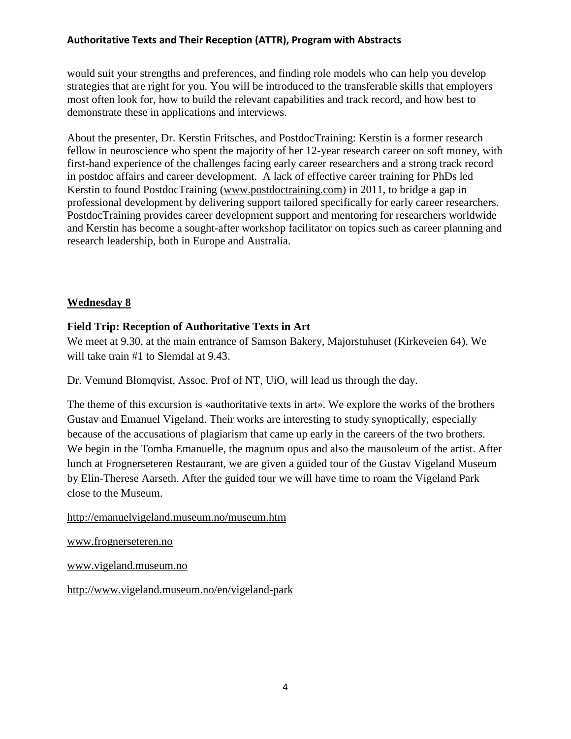would suit your strengths and preferences, and finding role models who can help you develop strategies that are right for you. You will be introduced to the transferable skills that employers most often look for, how to build the relevant capabilities and track record, and how best to demonstrate these in applications and interviews.

About the presenter, Dr. Kerstin Fritsches, and PostdocTraining: Kerstin is a former research fellow in neuroscience who spent the majority of her 12-year research career on soft money, with first-hand experience of the challenges facing early career researchers and a strong track record in postdoc affairs and career development. A lack of effective career training for PhDs led Kerstin to found PostdocTraining (www.postdoctraining.com) in 2011, to bridge a gap in professional development by delivering support tailored specifically for early career researchers. PostdocTraining provides career development support and mentoring for researchers worldwide and Kerstin has become a sought-after workshop facilitator on topics such as career planning and research leadership, both in Europe and Australia.

## Wednesday 8

### Field Trip: Reception of Authoritative Texts in Art

We meet at 9.30, at the main entrance of Samson Bakery, Majorstuhuset (Kirkeveien 64). We will take train #1 to Slemdal at 9.43.

Dr. Vemund Blomqvist, Assoc. Prof of NT, UiO, will lead us through the day.

The theme of this excursion is «authoritative texts in art». We explore the works of the brothers Gustav and Emanuel Vigeland. Their works are interesting to study synoptically, especially because of the accusations of plagiarism that came up early in the careers of the two brothers. We begin in the Tomba Emanuelle, the magnum opus and also the mausoleum of the artist. After lunch at Frognerseteren Restaurant, we are given a guided tour of the Gustav Vigeland Museum by Elin-Therese Aarseth. After the guided tour we will have time to roam the Vigeland Park close to the Museum.

http://emanuelvigeland.museum.no/museum.htm

www.frognerseteren.no

www.vigeland.museum.no

http://www.vigeland.museum.no/en/vigeland-park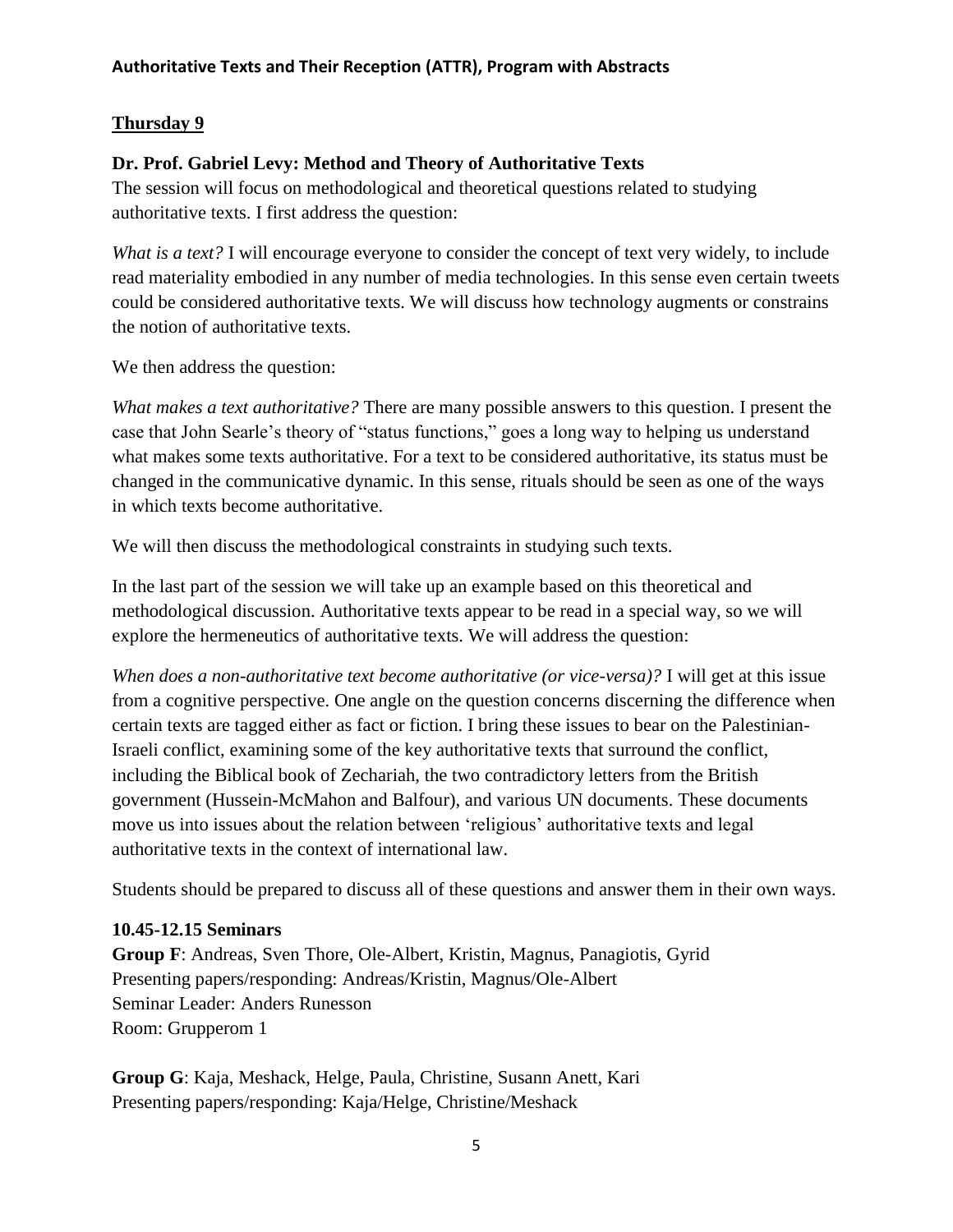## Thursday 9

### Dr. Prof. Gabriel Levy: Method and Theory of Authoritative Texts

The session will focus on methodological and theoretical questions related to studying authoritative texts. I first address the question:

*What is a text?* I will encourage everyone to consider the concept of text very widely, to include read materiality embodied in any number of media technologies. In this sense even certain tweets could be considered authoritative texts. We will discuss how technology augments or constrains the notion of authoritative texts.

We then address the question:

*What makes a text authoritative?* There are many possible answers to this question. I present the case that John Searle's theory of "status functions," goes a long way to helping us understand what makes some texts authoritative. For a text to be considered authoritative, its status must be changed in the communicative dynamic. In this sense, rituals should be seen as one of the ways in which texts become authoritative.

We will then discuss the methodological constraints in studying such texts.

In the last part of the session we will take up an example based on this theoretical and methodological discussion. Authoritative texts appear to be read in a special way, so we will explore the hermeneutics of authoritative texts. We will address the question:

*When does a non-authoritative text become authoritative (or vice-versa)?* I will get at this issue from a cognitive perspective. One angle on the question concerns discerning the difference when certain texts are tagged either as fact or fiction. I bring these issues to bear on the Palestinian-Israeli conflict, examining some of the key authoritative texts that surround the conflict, including the Biblical book of Zechariah, the two contradictory letters from the British government (Hussein-McMahon and Balfour), and various UN documents. These documents move us into issues about the relation between 'religious' authoritative texts and legal authoritative texts in the context of international law.

Students should be prepared to discuss all of these questions and answer them in their own ways.

### 10.45-12.15 Seminars

**Group F**: Andreas, Sven Thore, Ole-Albert, Kristin, Magnus, Panagiotis, Gyrid
Presenting papers/responding: Andreas/Kristin, Magnus/Ole-Albert
Seminar Leader: Anders Runesson
Room: Grupperom 1

**Group G**: Kaja, Meshack, Helge, Paula, Christine, Susann Anett, Kari
Presenting papers/responding: Kaja/Helge, Christine/Meshack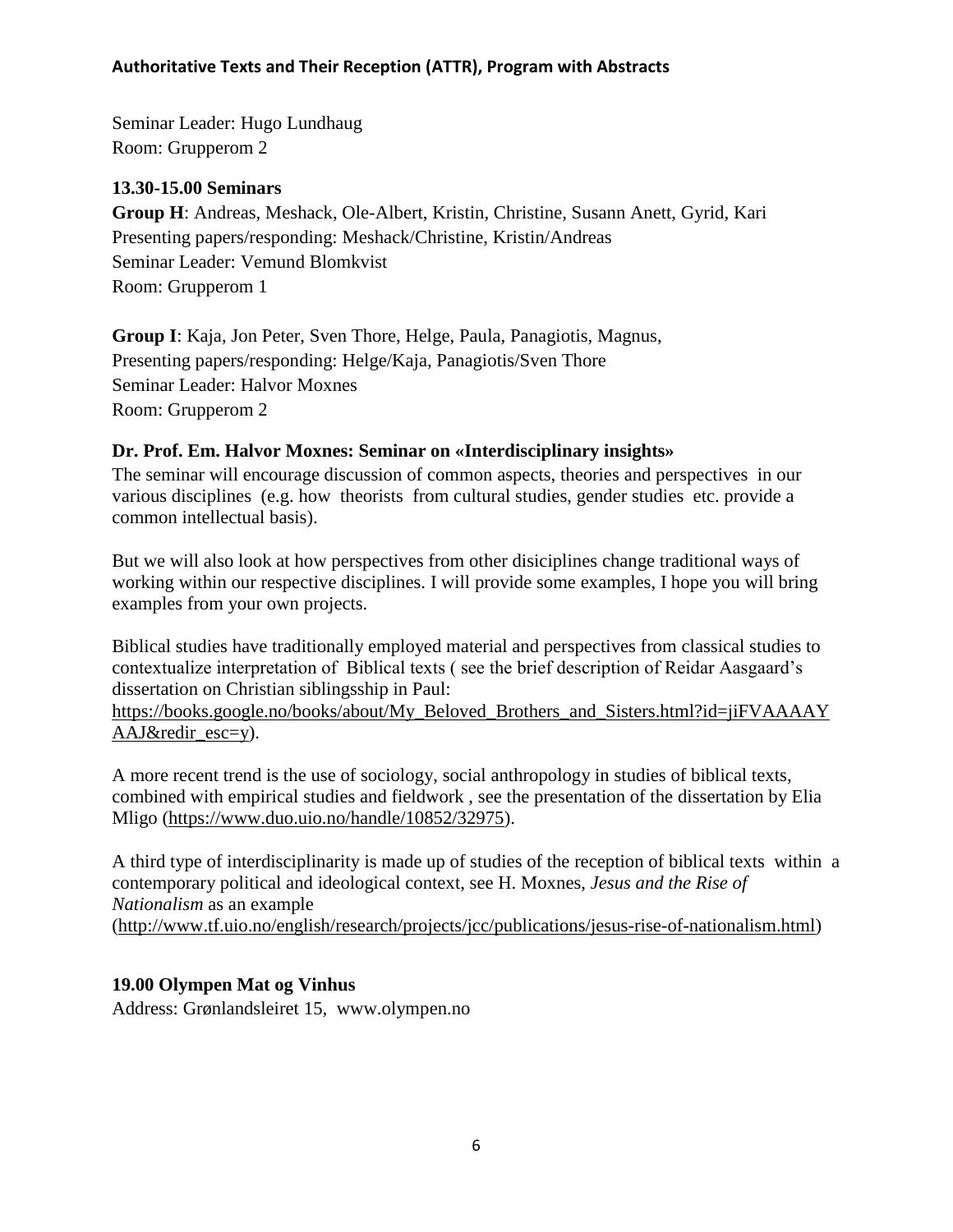Seminar Leader: Hugo Lundhaug
Room: Grupperom 2

**13.30-15.00 Seminars**
**Group H**: Andreas, Meshack, Ole-Albert, Kristin, Christine, Susann Anett, Gyrid, Kari
Presenting papers/responding: Meshack/Christine, Kristin/Andreas
Seminar Leader: Vemund Blomkvist
Room: Grupperom 1

**Group I**: Kaja, Jon Peter, Sven Thore, Helge, Paula, Panagiotis, Magnus,
Presenting papers/responding: Helge/Kaja, Panagiotis/Sven Thore
Seminar Leader: Halvor Moxnes
Room: Grupperom 2

**Dr. Prof. Em. Halvor Moxnes: Seminar on «Interdisciplinary insights»**

The seminar will encourage discussion of common aspects, theories and perspectives in our various disciplines (e.g. how theorists from cultural studies, gender studies etc. provide a common intellectual basis).

But we will also look at how perspectives from other disiciplines change traditional ways of working within our respective disciplines. I will provide some examples, I hope you will bring examples from your own projects.

Biblical studies have traditionally employed material and perspectives from classical studies to contextualize interpretation of Biblical texts ( see the brief description of Reidar Aasgaard's dissertation on Christian siblingsship in Paul: https://books.google.no/books/about/My_Beloved_Brothers_and_Sisters.html?id=jiFVAAAAYAAJ&redir_esc=y).

A more recent trend is the use of sociology, social anthropology in studies of biblical texts, combined with empirical studies and fieldwork , see the presentation of the dissertation by Elia Mligo (https://www.duo.uio.no/handle/10852/32975).

A third type of interdisciplinarity is made up of studies of the reception of biblical texts within a contemporary political and ideological context, see H. Moxnes, *Jesus and the Rise of Nationalism* as an example (http://www.tf.uio.no/english/research/projects/jcc/publications/jesus-rise-of-nationalism.html)

**19.00 Olympen Mat og Vinhus**
Address: Grønlandsleiret 15, www.olympen.no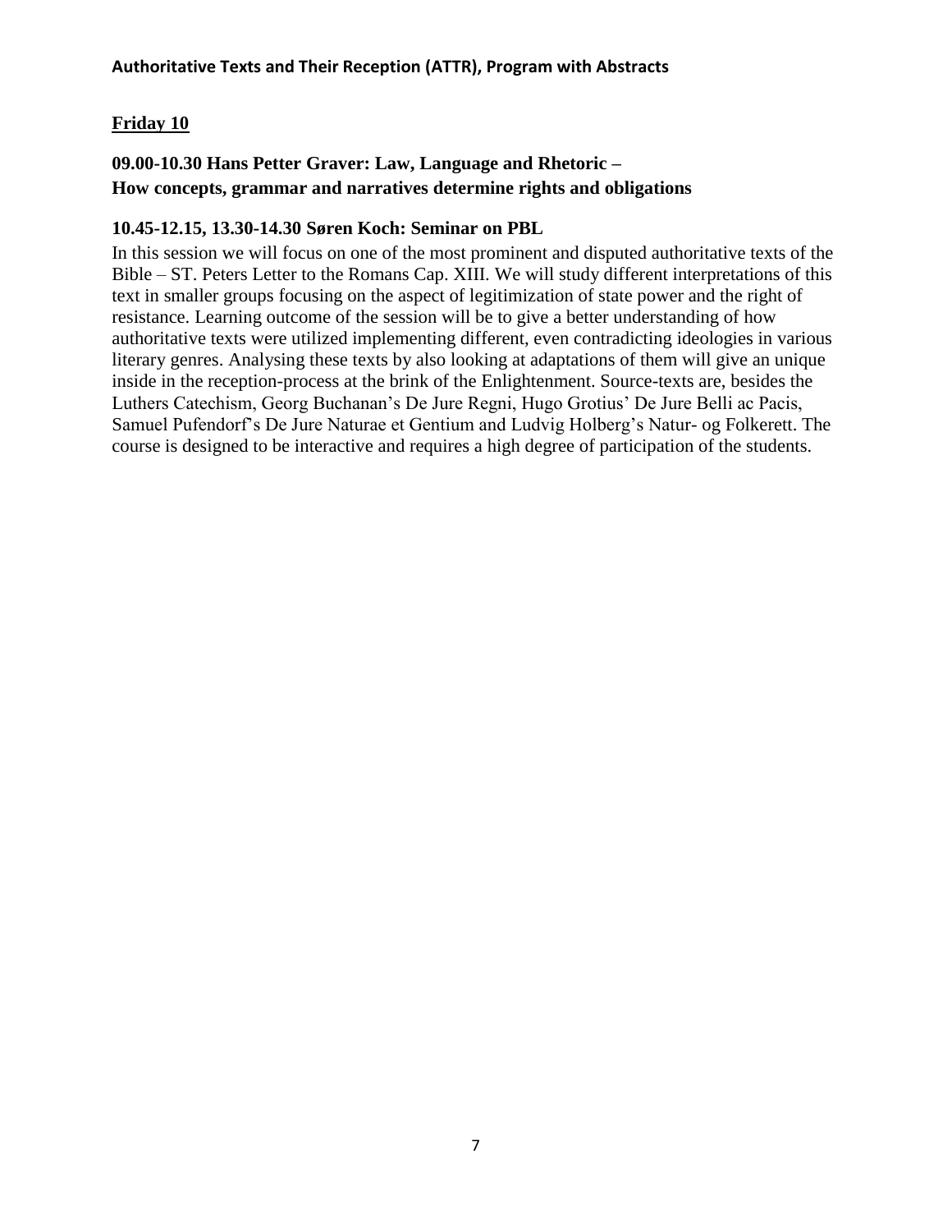## Friday 10

### 09.00-10.30 Hans Petter Graver: Law, Language and Rhetoric – How concepts, grammar and narratives determine rights and obligations

### 10.45-12.15, 13.30-14.30 Søren Koch: Seminar on PBL

In this session we will focus on one of the most prominent and disputed authoritative texts of the Bible – ST. Peters Letter to the Romans Cap. XIII. We will study different interpretations of this text in smaller groups focusing on the aspect of legitimization of state power and the right of resistance. Learning outcome of the session will be to give a better understanding of how authoritative texts were utilized implementing different, even contradicting ideologies in various literary genres. Analysing these texts by also looking at adaptations of them will give an unique inside in the reception-process at the brink of the Enlightenment. Source-texts are, besides the Luthers Catechism, Georg Buchanan's De Jure Regni, Hugo Grotius' De Jure Belli ac Pacis, Samuel Pufendorf's De Jure Naturae et Gentium and Ludvig Holberg's Natur- og Folkerett. The course is designed to be interactive and requires a high degree of participation of the students.